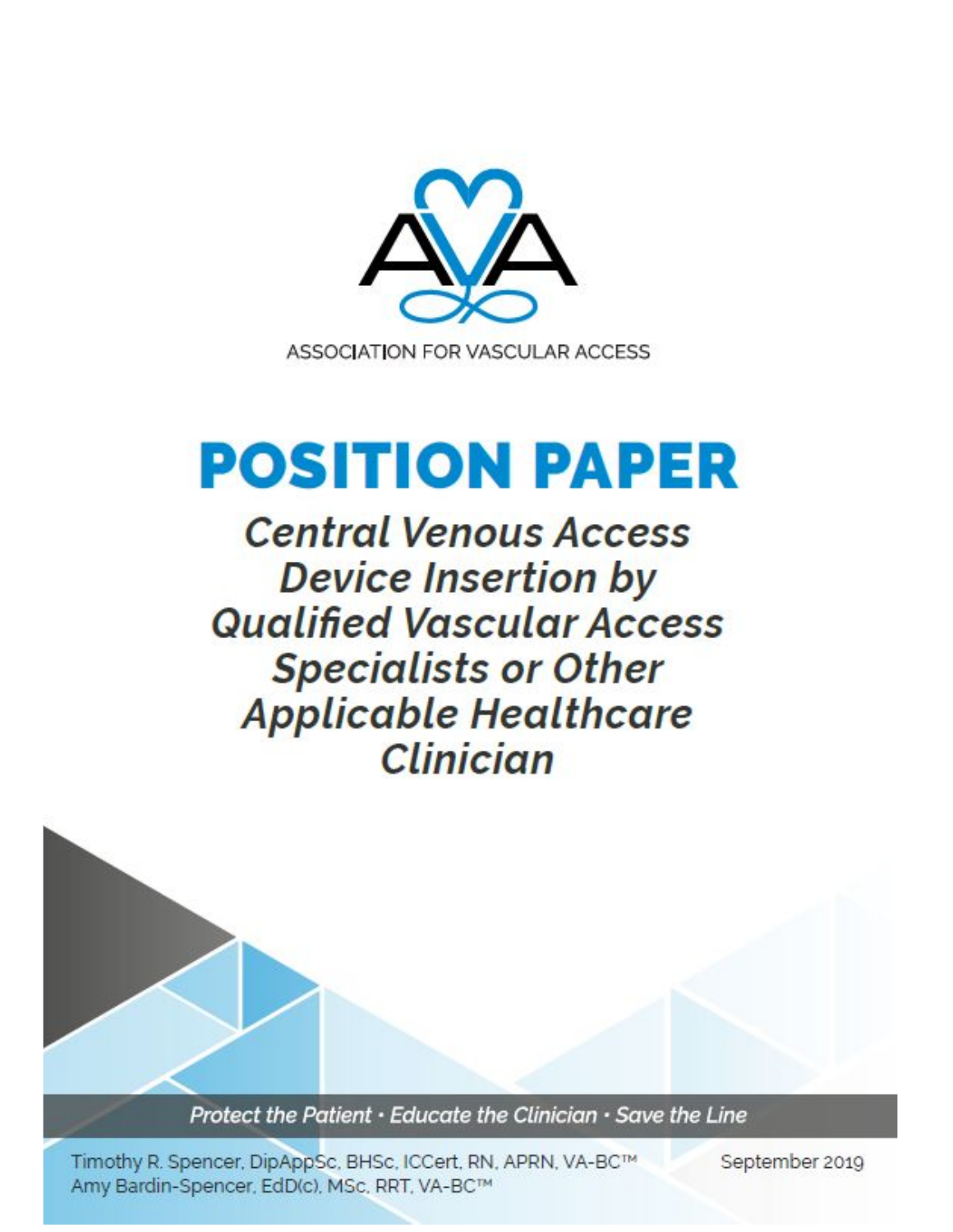ASSOCIATION FOR VASCULAR ACCESS

# POSITION PAPER

## *Central Venous Access Device Insertion by Qualified Vascular Access Specialists or Other Applicable Healthcare Clinician*

*Protect the Patient • Educate the Clinician • Save the Line*

Timothy R. Spencer, DipAppSc, BHSc, ICCert, RN, APRN, VA-BC™
Amy Bardin-Spencer, EdD(c), MSc, RRT, VA-BC™

September 2019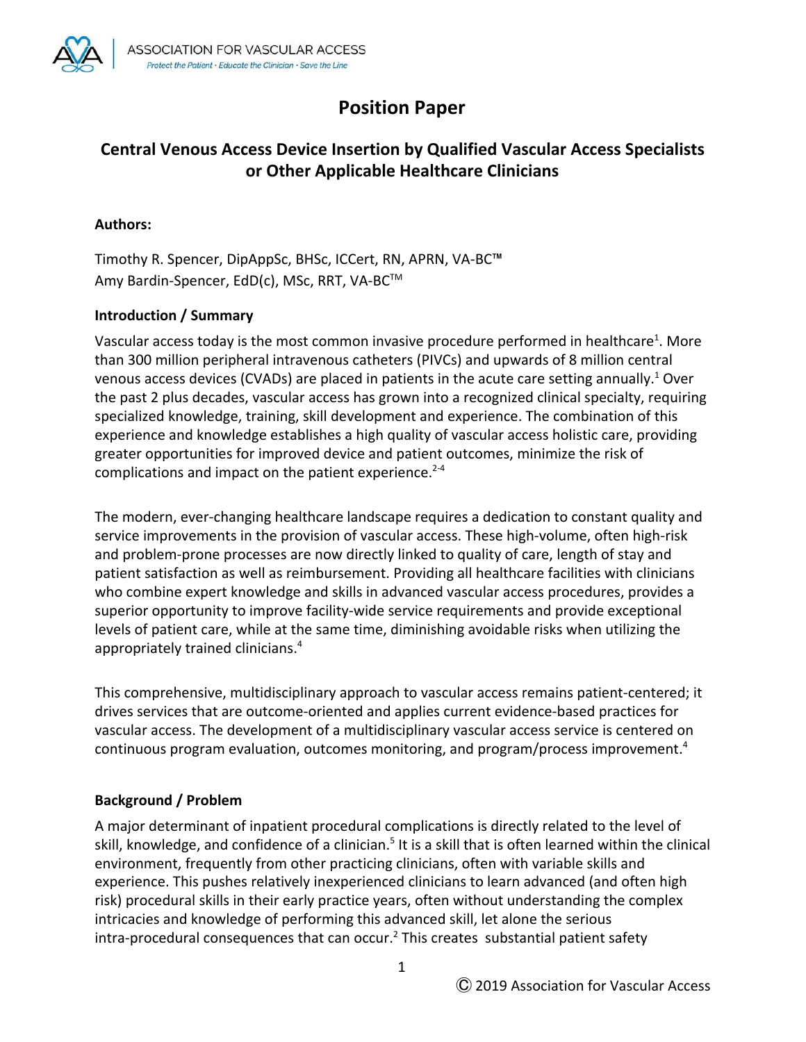ASSOCIATION FOR VASCULAR ACCESS

*Protect the Patient · Educate the Clinician · Save the Line*

# Position Paper

## Central Venous Access Device Insertion by Qualified Vascular Access Specialists or Other Applicable Healthcare Clinicians

**Authors:**

Timothy R. Spencer, DipAppSc, BHSc, ICCert, RN, APRN, VA-BC™
Amy Bardin-Spencer, EdD(c), MSc, RRT, VA-BC™

### Introduction / Summary

Vascular access today is the most common invasive procedure performed in healthcare[1]. More than 300 million peripheral intravenous catheters (PIVCs) and upwards of 8 million central venous access devices (CVADs) are placed in patients in the acute care setting annually.[1] Over the past 2 plus decades, vascular access has grown into a recognized clinical specialty, requiring specialized knowledge, training, skill development and experience. The combination of this experience and knowledge establishes a high quality of vascular access holistic care, providing greater opportunities for improved device and patient outcomes, minimize the risk of complications and impact on the patient experience.[2-4]

The modern, ever-changing healthcare landscape requires a dedication to constant quality and service improvements in the provision of vascular access. These high-volume, often high-risk and problem-prone processes are now directly linked to quality of care, length of stay and patient satisfaction as well as reimbursement. Providing all healthcare facilities with clinicians who combine expert knowledge and skills in advanced vascular access procedures, provides a superior opportunity to improve facility-wide service requirements and provide exceptional levels of patient care, while at the same time, diminishing avoidable risks when utilizing the appropriately trained clinicians.[4]

This comprehensive, multidisciplinary approach to vascular access remains patient-centered; it drives services that are outcome-oriented and applies current evidence-based practices for vascular access. The development of a multidisciplinary vascular access service is centered on continuous program evaluation, outcomes monitoring, and program/process improvement.[4]

### Background / Problem

A major determinant of inpatient procedural complications is directly related to the level of skill, knowledge, and confidence of a clinician.[5] It is a skill that is often learned within the clinical environment, frequently from other practicing clinicians, often with variable skills and experience. This pushes relatively inexperienced clinicians to learn advanced (and often high risk) procedural skills in their early practice years, often without understanding the complex intricacies and knowledge of performing this advanced skill, let alone the serious intra-procedural consequences that can occur.[2] This creates substantial patient safety

Ⓒ 2019 Association for Vascular Access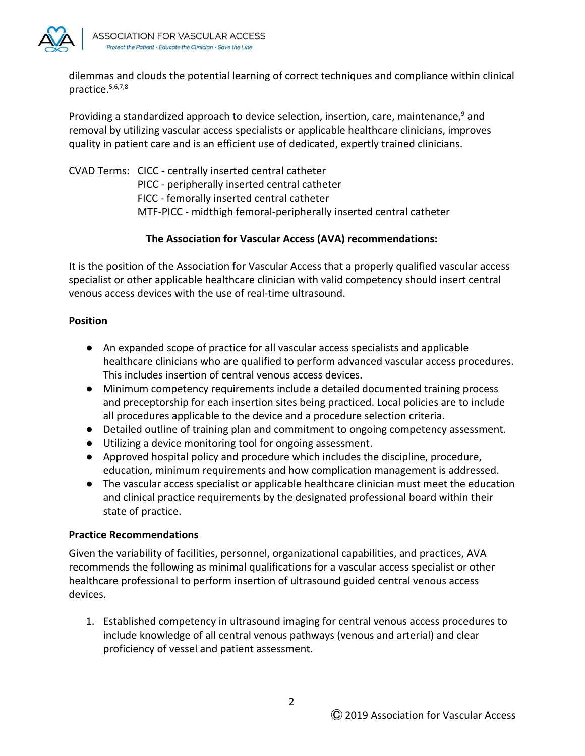dilemmas and clouds the potential learning of correct techniques and compliance within clinical practice.[5,6,7,8]

Providing a standardized approach to device selection, insertion, care, maintenance,[9] and removal by utilizing vascular access specialists or applicable healthcare clinicians, improves quality in patient care and is an efficient use of dedicated, expertly trained clinicians.

CVAD Terms: CICC - centrally inserted central catheter
PICC - peripherally inserted central catheter
FICC - femorally inserted central catheter
MTF-PICC - midthigh femoral-peripherally inserted central catheter

**The Association for Vascular Access (AVA) recommendations:**

It is the position of the Association for Vascular Access that a properly qualified vascular access specialist or other applicable healthcare clinician with valid competency should insert central venous access devices with the use of real-time ultrasound.

**Position**

- An expanded scope of practice for all vascular access specialists and applicable healthcare clinicians who are qualified to perform advanced vascular access procedures. This includes insertion of central venous access devices.
- Minimum competency requirements include a detailed documented training process and preceptorship for each insertion sites being practiced. Local policies are to include all procedures applicable to the device and a procedure selection criteria.
- Detailed outline of training plan and commitment to ongoing competency assessment.
- Utilizing a device monitoring tool for ongoing assessment.
- Approved hospital policy and procedure which includes the discipline, procedure, education, minimum requirements and how complication management is addressed.
- The vascular access specialist or applicable healthcare clinician must meet the education and clinical practice requirements by the designated professional board within their state of practice.

**Practice Recommendations**

Given the variability of facilities, personnel, organizational capabilities, and practices, AVA recommends the following as minimal qualifications for a vascular access specialist or other healthcare professional to perform insertion of ultrasound guided central venous access devices.

1. Established competency in ultrasound imaging for central venous access procedures to include knowledge of all central venous pathways (venous and arterial) and clear proficiency of vessel and patient assessment.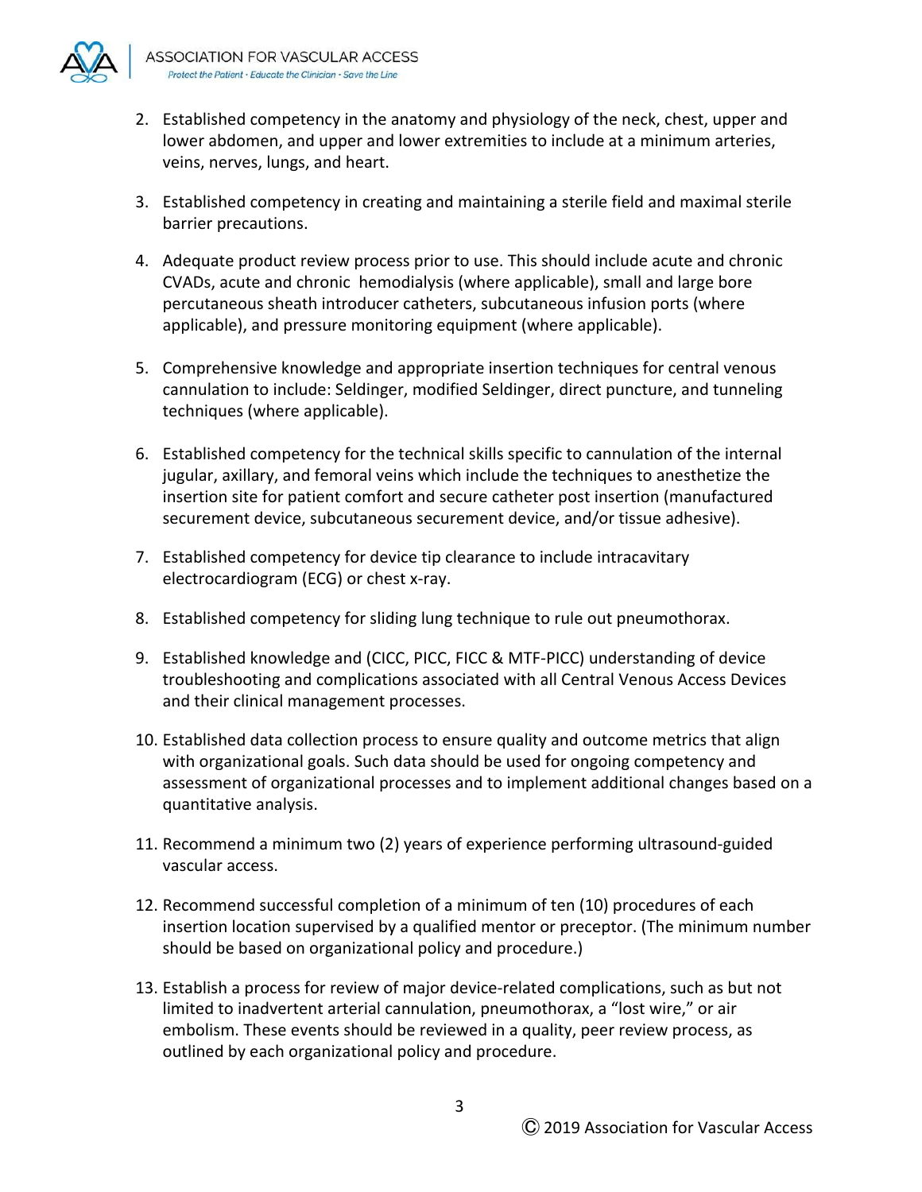2. Established competency in the anatomy and physiology of the neck, chest, upper and lower abdomen, and upper and lower extremities to include at a minimum arteries, veins, nerves, lungs, and heart.

3. Established competency in creating and maintaining a sterile field and maximal sterile barrier precautions.

4. Adequate product review process prior to use. This should include acute and chronic CVADs, acute and chronic hemodialysis (where applicable), small and large bore percutaneous sheath introducer catheters, subcutaneous infusion ports (where applicable), and pressure monitoring equipment (where applicable).

5. Comprehensive knowledge and appropriate insertion techniques for central venous cannulation to include: Seldinger, modified Seldinger, direct puncture, and tunneling techniques (where applicable).

6. Established competency for the technical skills specific to cannulation of the internal jugular, axillary, and femoral veins which include the techniques to anesthetize the insertion site for patient comfort and secure catheter post insertion (manufactured securement device, subcutaneous securement device, and/or tissue adhesive).

7. Established competency for device tip clearance to include intracavitary electrocardiogram (ECG) or chest x-ray.

8. Established competency for sliding lung technique to rule out pneumothorax.

9. Established knowledge and (CICC, PICC, FICC & MTF-PICC) understanding of device troubleshooting and complications associated with all Central Venous Access Devices and their clinical management processes.

10. Established data collection process to ensure quality and outcome metrics that align with organizational goals. Such data should be used for ongoing competency and assessment of organizational processes and to implement additional changes based on a quantitative analysis.

11. Recommend a minimum two (2) years of experience performing ultrasound-guided vascular access.

12. Recommend successful completion of a minimum of ten (10) procedures of each insertion location supervised by a qualified mentor or preceptor. (The minimum number should be based on organizational policy and procedure.)

13. Establish a process for review of major device-related complications, such as but not limited to inadvertent arterial cannulation, pneumothorax, a "lost wire," or air embolism. These events should be reviewed in a quality, peer review process, as outlined by each organizational policy and procedure.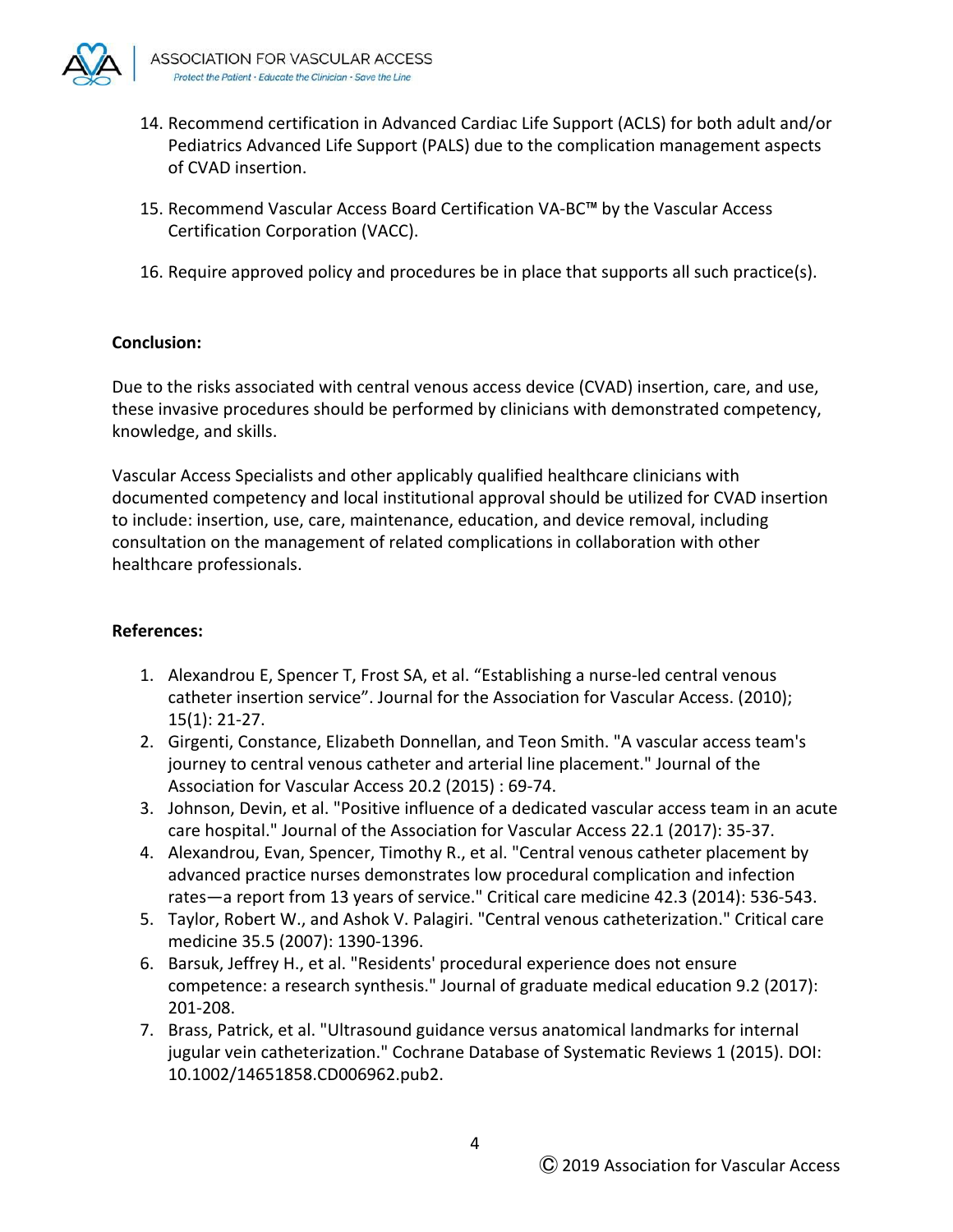14. Recommend certification in Advanced Cardiac Life Support (ACLS) for both adult and/or Pediatrics Advanced Life Support (PALS) due to the complication management aspects of CVAD insertion.

15. Recommend Vascular Access Board Certification VA-BC™ by the Vascular Access Certification Corporation (VACC).

16. Require approved policy and procedures be in place that supports all such practice(s).

**Conclusion:**

Due to the risks associated with central venous access device (CVAD) insertion, care, and use, these invasive procedures should be performed by clinicians with demonstrated competency, knowledge, and skills.

Vascular Access Specialists and other applicably qualified healthcare clinicians with documented competency and local institutional approval should be utilized for CVAD insertion to include: insertion, use, care, maintenance, education, and device removal, including consultation on the management of related complications in collaboration with other healthcare professionals.

**References:**

1. Alexandrou E, Spencer T, Frost SA, et al. "Establishing a nurse-led central venous catheter insertion service". Journal for the Association for Vascular Access. (2010); 15(1): 21-27.
2. Girgenti, Constance, Elizabeth Donnellan, and Teon Smith. "A vascular access team's journey to central venous catheter and arterial line placement." Journal of the Association for Vascular Access 20.2 (2015) : 69-74.
3. Johnson, Devin, et al. "Positive influence of a dedicated vascular access team in an acute care hospital." Journal of the Association for Vascular Access 22.1 (2017): 35-37.
4. Alexandrou, Evan, Spencer, Timothy R., et al. "Central venous catheter placement by advanced practice nurses demonstrates low procedural complication and infection rates—a report from 13 years of service." Critical care medicine 42.3 (2014): 536-543.
5. Taylor, Robert W., and Ashok V. Palagiri. "Central venous catheterization." Critical care medicine 35.5 (2007): 1390-1396.
6. Barsuk, Jeffrey H., et al. "Residents' procedural experience does not ensure competence: a research synthesis." Journal of graduate medical education 9.2 (2017): 201-208.
7. Brass, Patrick, et al. "Ultrasound guidance versus anatomical landmarks for internal jugular vein catheterization." Cochrane Database of Systematic Reviews 1 (2015). DOI: 10.1002/14651858.CD006962.pub2.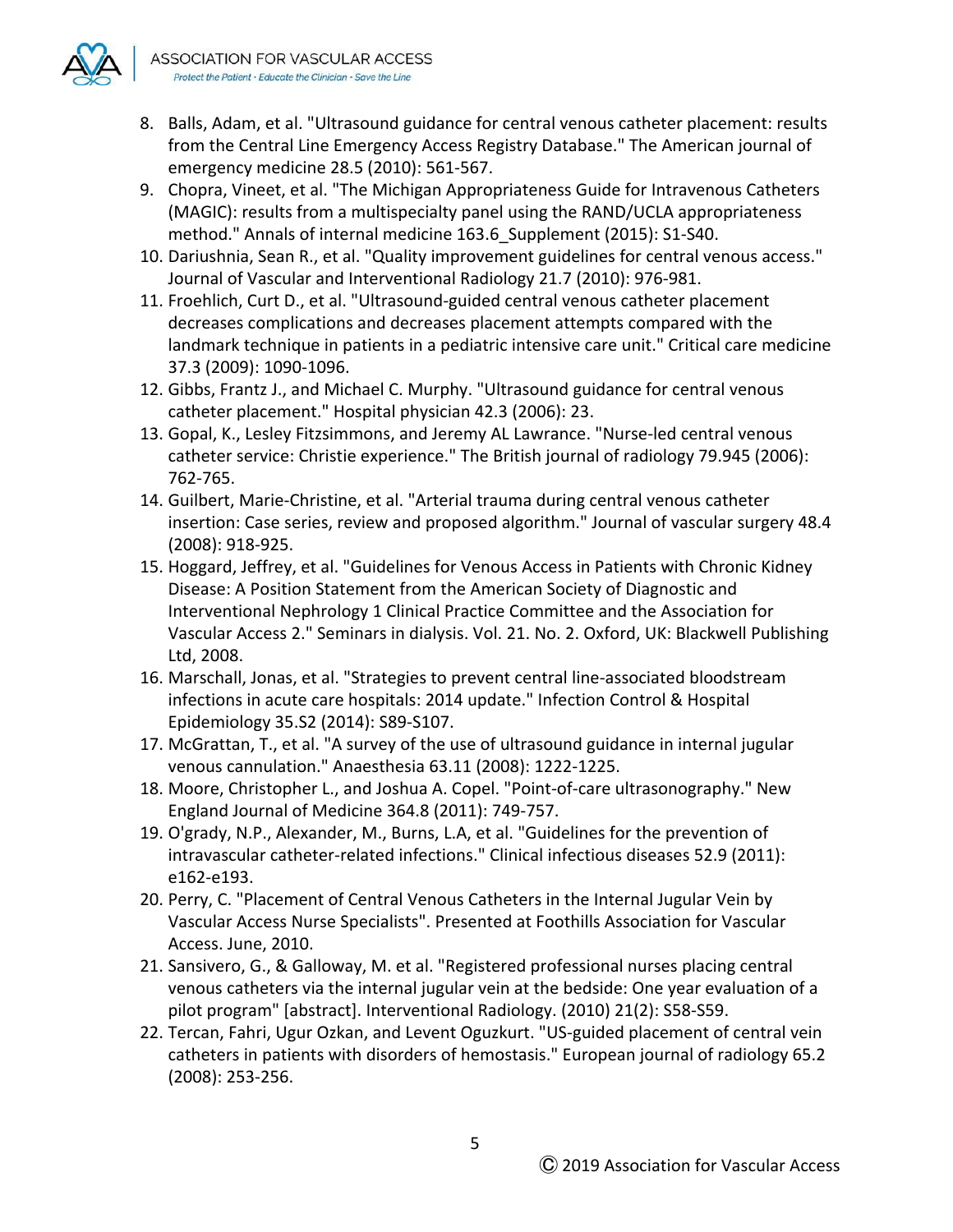8. Balls, Adam, et al. "Ultrasound guidance for central venous catheter placement: results from the Central Line Emergency Access Registry Database." The American journal of emergency medicine 28.5 (2010): 561-567.
9. Chopra, Vineet, et al. "The Michigan Appropriateness Guide for Intravenous Catheters (MAGIC): results from a multispecialty panel using the RAND/UCLA appropriateness method." Annals of internal medicine 163.6_Supplement (2015): S1-S40.
10. Dariushnia, Sean R., et al. "Quality improvement guidelines for central venous access." Journal of Vascular and Interventional Radiology 21.7 (2010): 976-981.
11. Froehlich, Curt D., et al. "Ultrasound-guided central venous catheter placement decreases complications and decreases placement attempts compared with the landmark technique in patients in a pediatric intensive care unit." Critical care medicine 37.3 (2009): 1090-1096.
12. Gibbs, Frantz J., and Michael C. Murphy. "Ultrasound guidance for central venous catheter placement." Hospital physician 42.3 (2006): 23.
13. Gopal, K., Lesley Fitzsimmons, and Jeremy AL Lawrance. "Nurse-led central venous catheter service: Christie experience." The British journal of radiology 79.945 (2006): 762-765.
14. Guilbert, Marie-Christine, et al. "Arterial trauma during central venous catheter insertion: Case series, review and proposed algorithm." Journal of vascular surgery 48.4 (2008): 918-925.
15. Hoggard, Jeffrey, et al. "Guidelines for Venous Access in Patients with Chronic Kidney Disease: A Position Statement from the American Society of Diagnostic and Interventional Nephrology 1 Clinical Practice Committee and the Association for Vascular Access 2." Seminars in dialysis. Vol. 21. No. 2. Oxford, UK: Blackwell Publishing Ltd, 2008.
16. Marschall, Jonas, et al. "Strategies to prevent central line-associated bloodstream infections in acute care hospitals: 2014 update." Infection Control & Hospital Epidemiology 35.S2 (2014): S89-S107.
17. McGrattan, T., et al. "A survey of the use of ultrasound guidance in internal jugular venous cannulation." Anaesthesia 63.11 (2008): 1222-1225.
18. Moore, Christopher L., and Joshua A. Copel. "Point-of-care ultrasonography." New England Journal of Medicine 364.8 (2011): 749-757.
19. O'grady, N.P., Alexander, M., Burns, L.A, et al. "Guidelines for the prevention of intravascular catheter-related infections." Clinical infectious diseases 52.9 (2011): e162-e193.
20. Perry, C. "Placement of Central Venous Catheters in the Internal Jugular Vein by Vascular Access Nurse Specialists". Presented at Foothills Association for Vascular Access. June, 2010.
21. Sansivero, G., & Galloway, M. et al. "Registered professional nurses placing central venous catheters via the internal jugular vein at the bedside: One year evaluation of a pilot program" [abstract]. Interventional Radiology. (2010) 21(2): S58-S59.
22. Tercan, Fahri, Ugur Ozkan, and Levent Oguzkurt. "US-guided placement of central vein catheters in patients with disorders of hemostasis." European journal of radiology 65.2 (2008): 253-256.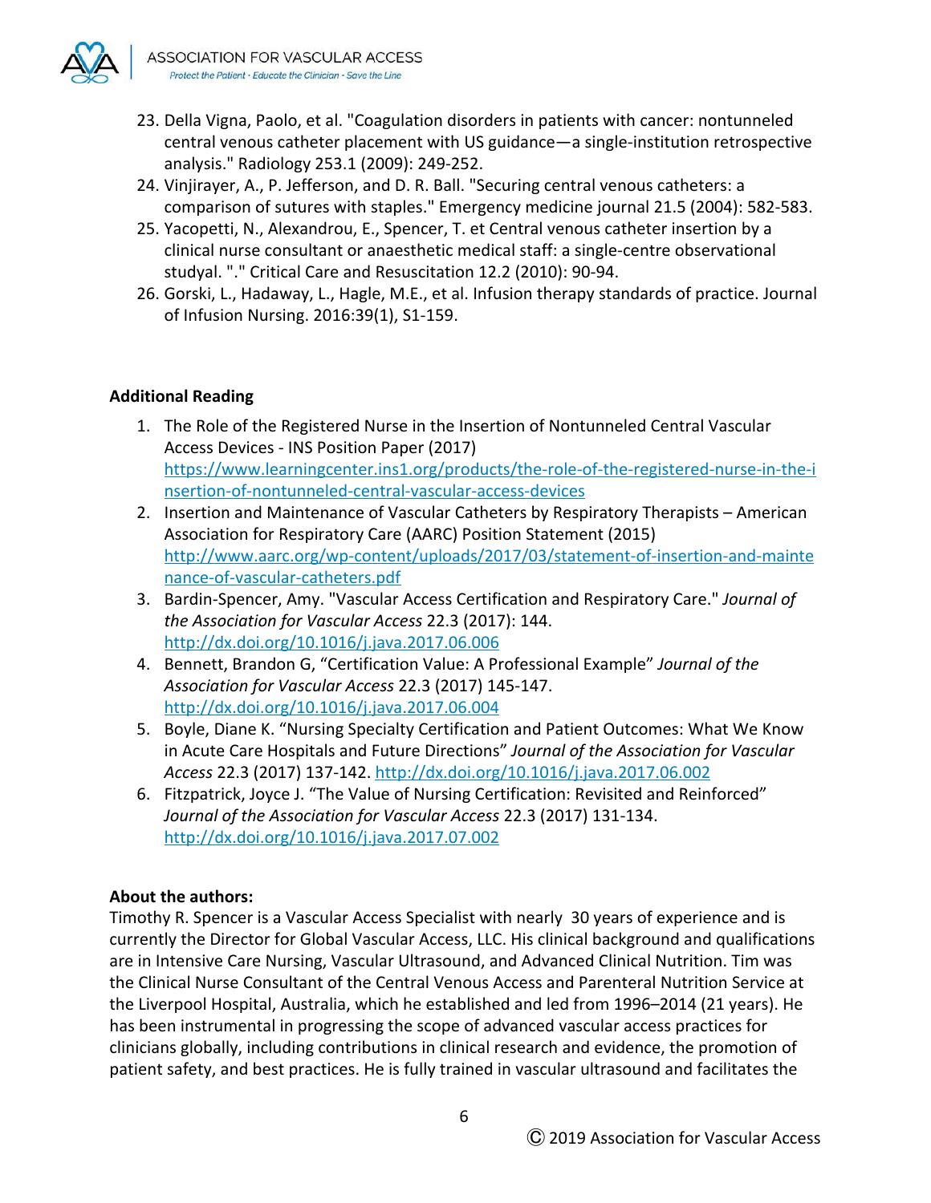23. Della Vigna, Paolo, et al. "Coagulation disorders in patients with cancer: nontunneled central venous catheter placement with US guidance—a single-institution retrospective analysis." Radiology 253.1 (2009): 249-252.
24. Vinjirayer, A., P. Jefferson, and D. R. Ball. "Securing central venous catheters: a comparison of sutures with staples." Emergency medicine journal 21.5 (2004): 582-583.
25. Yacopetti, N., Alexandrou, E., Spencer, T. et Central venous catheter insertion by a clinical nurse consultant or anaesthetic medical staff: a single-centre observational studyal. "." Critical Care and Resuscitation 12.2 (2010): 90-94.
26. Gorski, L., Hadaway, L., Hagle, M.E., et al. Infusion therapy standards of practice. Journal of Infusion Nursing. 2016:39(1), S1-159.

**Additional Reading**

1. The Role of the Registered Nurse in the Insertion of Nontunneled Central Vascular Access Devices - INS Position Paper (2017) https://www.learningcenter.ins1.org/products/the-role-of-the-registered-nurse-in-the-insertion-of-nontunneled-central-vascular-access-devices
2. Insertion and Maintenance of Vascular Catheters by Respiratory Therapists – American Association for Respiratory Care (AARC) Position Statement (2015) http://www.aarc.org/wp-content/uploads/2017/03/statement-of-insertion-and-maintenance-of-vascular-catheters.pdf
3. Bardin-Spencer, Amy. "Vascular Access Certification and Respiratory Care." *Journal of the Association for Vascular Access* 22.3 (2017): 144. http://dx.doi.org/10.1016/j.java.2017.06.006
4. Bennett, Brandon G, "Certification Value: A Professional Example" *Journal of the Association for Vascular Access* 22.3 (2017) 145-147. http://dx.doi.org/10.1016/j.java.2017.06.004
5. Boyle, Diane K. "Nursing Specialty Certification and Patient Outcomes: What We Know in Acute Care Hospitals and Future Directions" *Journal of the Association for Vascular Access* 22.3 (2017) 137-142. http://dx.doi.org/10.1016/j.java.2017.06.002
6. Fitzpatrick, Joyce J. "The Value of Nursing Certification: Revisited and Reinforced" *Journal of the Association for Vascular Access* 22.3 (2017) 131-134. http://dx.doi.org/10.1016/j.java.2017.07.002

**About the authors:**

Timothy R. Spencer is a Vascular Access Specialist with nearly 30 years of experience and is currently the Director for Global Vascular Access, LLC. His clinical background and qualifications are in Intensive Care Nursing, Vascular Ultrasound, and Advanced Clinical Nutrition. Tim was the Clinical Nurse Consultant of the Central Venous Access and Parenteral Nutrition Service at the Liverpool Hospital, Australia, which he established and led from 1996–2014 (21 years). He has been instrumental in progressing the scope of advanced vascular access practices for clinicians globally, including contributions in clinical research and evidence, the promotion of patient safety, and best practices. He is fully trained in vascular ultrasound and facilitates the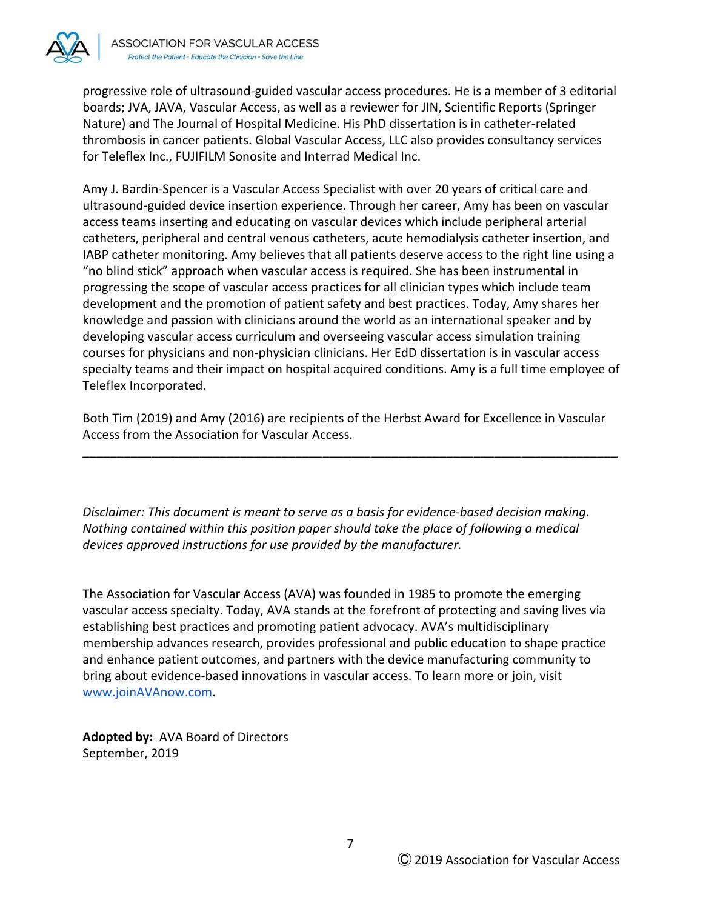progressive role of ultrasound-guided vascular access procedures. He is a member of 3 editorial boards; JVA, JAVA, Vascular Access, as well as a reviewer for JIN, Scientific Reports (Springer Nature) and The Journal of Hospital Medicine. His PhD dissertation is in catheter-related thrombosis in cancer patients. Global Vascular Access, LLC also provides consultancy services for Teleflex Inc., FUJIFILM Sonosite and Interrad Medical Inc.

Amy J. Bardin-Spencer is a Vascular Access Specialist with over 20 years of critical care and ultrasound-guided device insertion experience. Through her career, Amy has been on vascular access teams inserting and educating on vascular devices which include peripheral arterial catheters, peripheral and central venous catheters, acute hemodialysis catheter insertion, and IABP catheter monitoring. Amy believes that all patients deserve access to the right line using a "no blind stick" approach when vascular access is required. She has been instrumental in progressing the scope of vascular access practices for all clinician types which include team development and the promotion of patient safety and best practices. Today, Amy shares her knowledge and passion with clinicians around the world as an international speaker and by developing vascular access curriculum and overseeing vascular access simulation training courses for physicians and non-physician clinicians. Her EdD dissertation is in vascular access specialty teams and their impact on hospital acquired conditions. Amy is a full time employee of Teleflex Incorporated.

Both Tim (2019) and Amy (2016) are recipients of the Herbst Award for Excellence in Vascular Access from the Association for Vascular Access.

---

*Disclaimer: This document is meant to serve as a basis for evidence-based decision making. Nothing contained within this position paper should take the place of following a medical devices approved instructions for use provided by the manufacturer.*

The Association for Vascular Access (AVA) was founded in 1985 to promote the emerging vascular access specialty. Today, AVA stands at the forefront of protecting and saving lives via establishing best practices and promoting patient advocacy. AVA's multidisciplinary membership advances research, provides professional and public education to shape practice and enhance patient outcomes, and partners with the device manufacturing community to bring about evidence-based innovations in vascular access. To learn more or join, visit www.joinAVAnow.com.

**Adopted by:** AVA Board of Directors
September, 2019

Ⓒ 2019 Association for Vascular Access